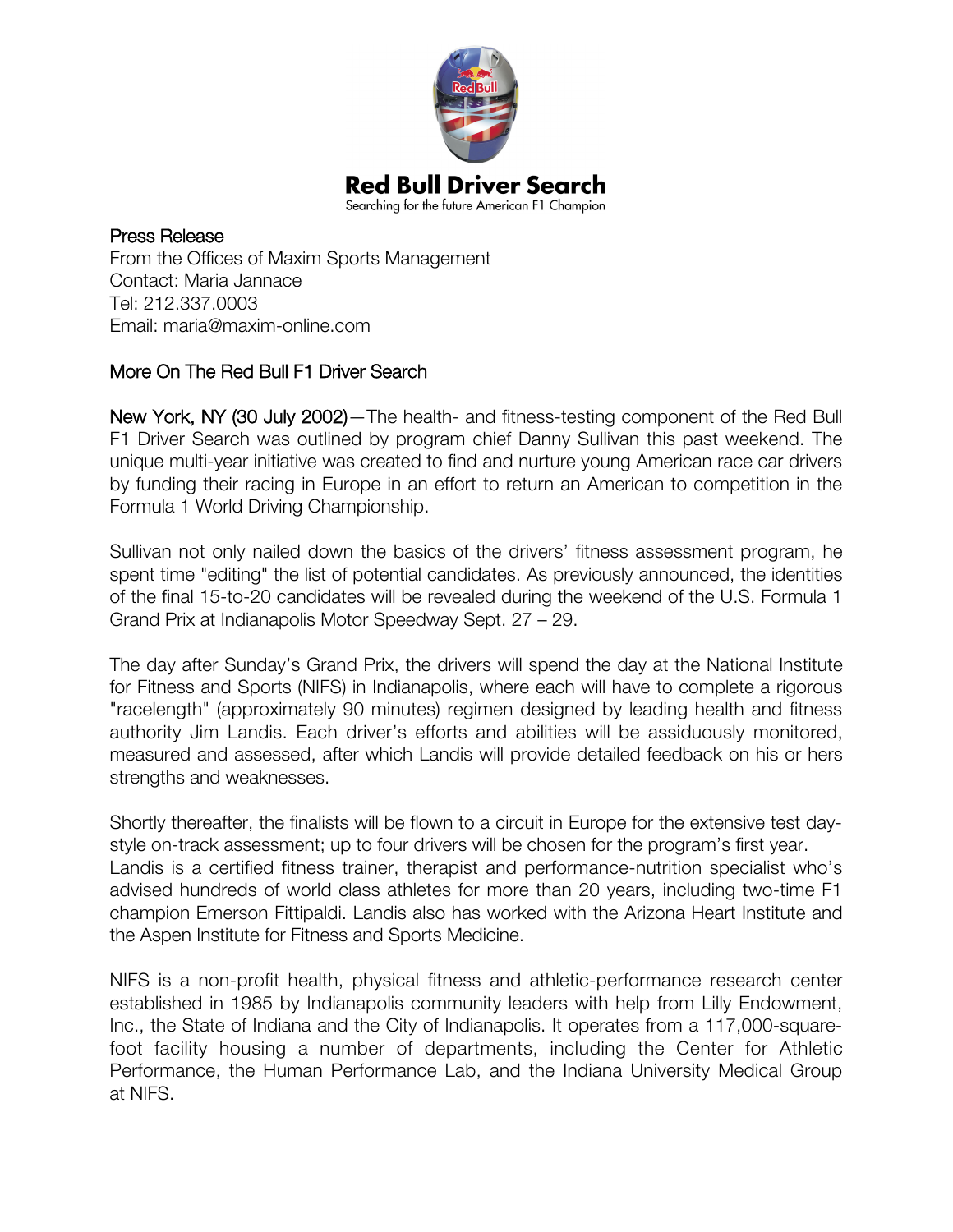# Red Bull Driver Search

Searching for the future American F1 Champion

Press Release
From the Offices of Maxim Sports Management
Contact: Maria Jannace
Tel: 212.337.0003
Email: maria@maxim-online.com

## More On The Red Bull F1 Driver Search

**New York, NY (30 July 2002)**—The health- and fitness-testing component of the Red Bull F1 Driver Search was outlined by program chief Danny Sullivan this past weekend. The unique multi-year initiative was created to find and nurture young American race car drivers by funding their racing in Europe in an effort to return an American to competition in the Formula 1 World Driving Championship.

Sullivan not only nailed down the basics of the drivers' fitness assessment program, he spent time "editing" the list of potential candidates. As previously announced, the identities of the final 15-to-20 candidates will be revealed during the weekend of the U.S. Formula 1 Grand Prix at Indianapolis Motor Speedway Sept. 27 – 29.

The day after Sunday's Grand Prix, the drivers will spend the day at the National Institute for Fitness and Sports (NIFS) in Indianapolis, where each will have to complete a rigorous "racelength" (approximately 90 minutes) regimen designed by leading health and fitness authority Jim Landis. Each driver's efforts and abilities will be assiduously monitored, measured and assessed, after which Landis will provide detailed feedback on his or hers strengths and weaknesses.

Shortly thereafter, the finalists will be flown to a circuit in Europe for the extensive test day-style on-track assessment; up to four drivers will be chosen for the program's first year. Landis is a certified fitness trainer, therapist and performance-nutrition specialist who's advised hundreds of world class athletes for more than 20 years, including two-time F1 champion Emerson Fittipaldi. Landis also has worked with the Arizona Heart Institute and the Aspen Institute for Fitness and Sports Medicine.

NIFS is a non-profit health, physical fitness and athletic-performance research center established in 1985 by Indianapolis community leaders with help from Lilly Endowment, Inc., the State of Indiana and the City of Indianapolis. It operates from a 117,000-square-foot facility housing a number of departments, including the Center for Athletic Performance, the Human Performance Lab, and the Indiana University Medical Group at NIFS.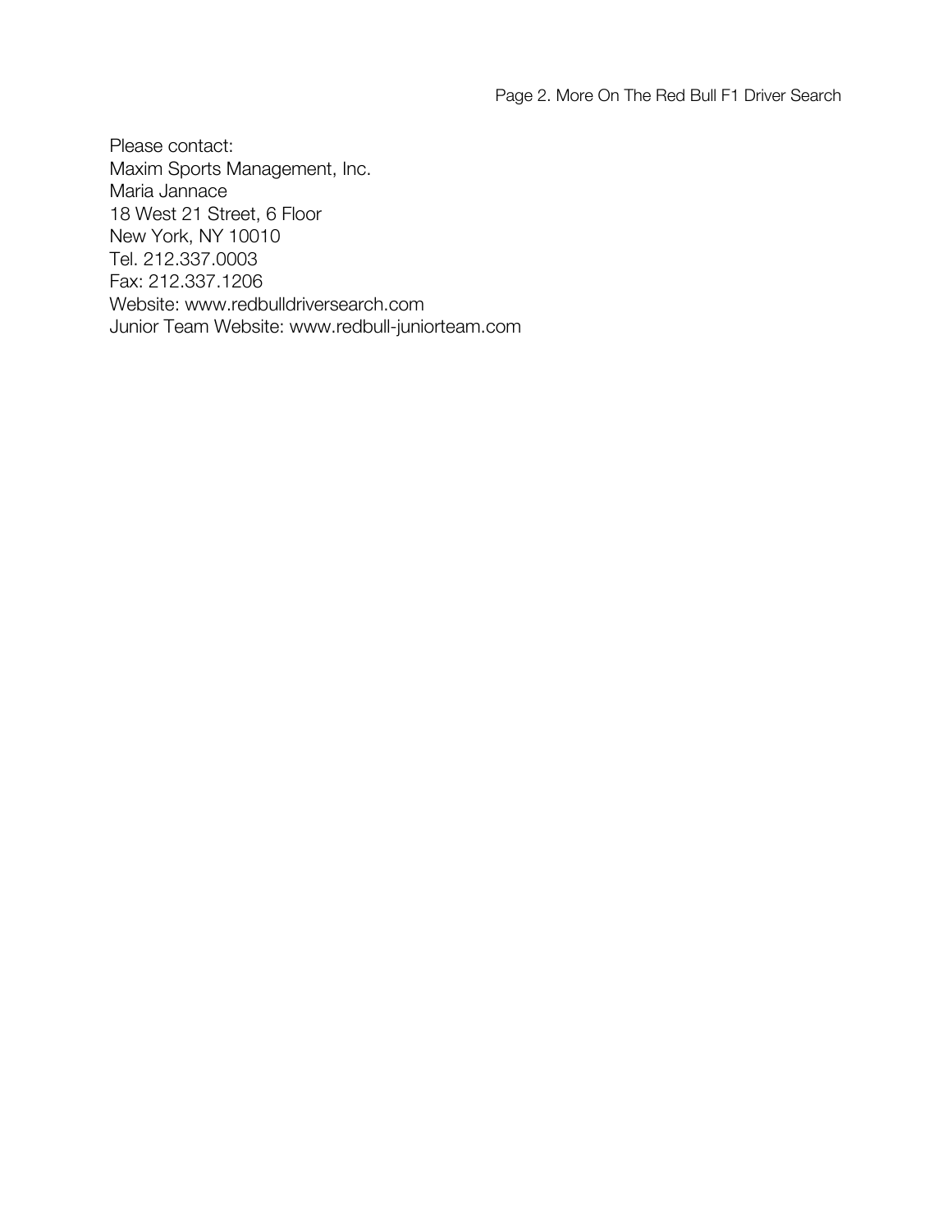Please contact:
Maxim Sports Management, Inc.
Maria Jannace
18 West 21 Street, 6 Floor
New York, NY 10010
Tel. 212.337.0003
Fax: 212.337.1206
Website: www.redbulldriversearch.com
Junior Team Website: www.redbull-juniorteam.com